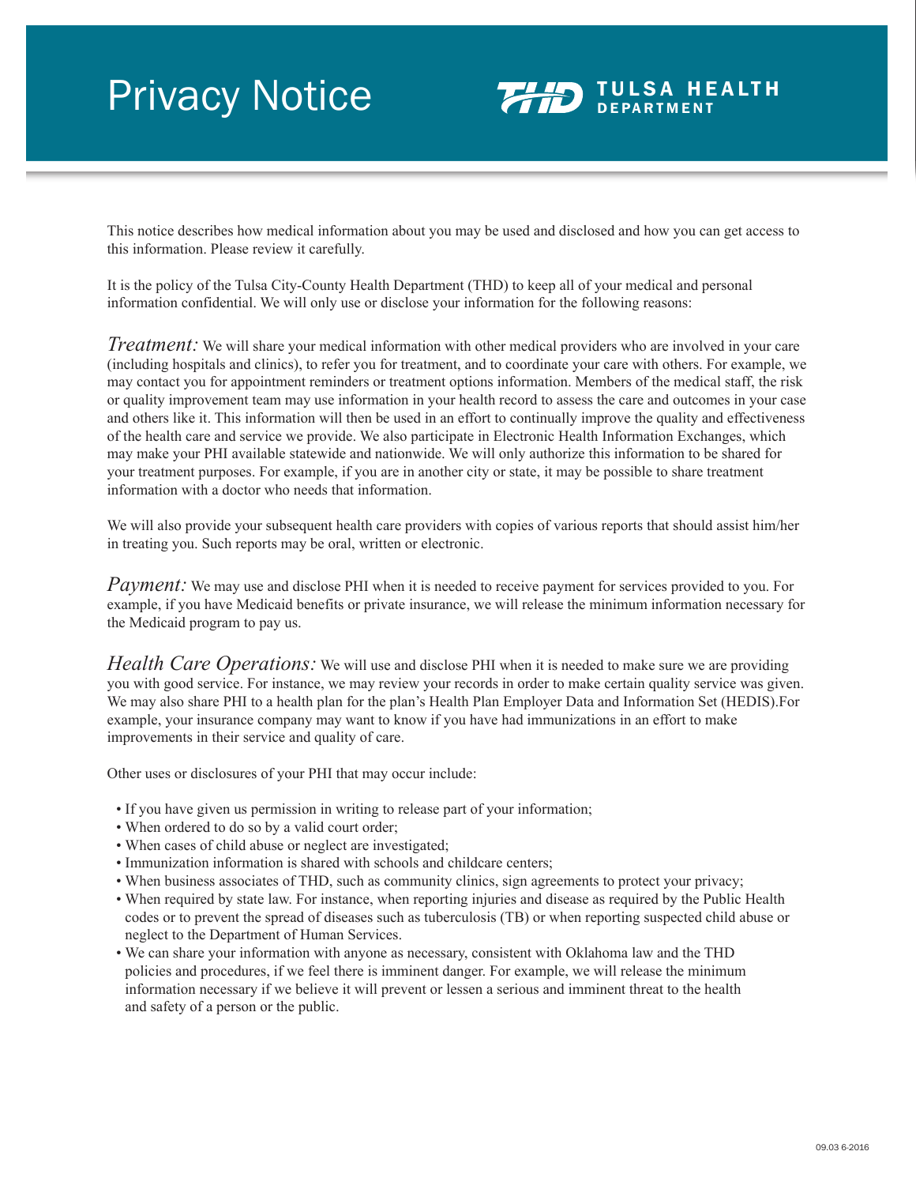# Privacy Notice

**TULSA HEALTH DEPARTMENT**

This notice describes how medical information about you may be used and disclosed and how you can get access to this information. Please review it carefully.

It is the policy of the Tulsa City-County Health Department (THD) to keep all of your medical and personal information confidential. We will only use or disclose your information for the following reasons:

*Treatment:* We will share your medical information with other medical providers who are involved in your care (including hospitals and clinics), to refer you for treatment, and to coordinate your care with others. For example, we may contact you for appointment reminders or treatment options information. Members of the medical staff, the risk or quality improvement team may use information in your health record to assess the care and outcomes in your case and others like it. This information will then be used in an effort to continually improve the quality and effectiveness of the health care and service we provide. We also participate in Electronic Health Information Exchanges, which may make your PHI available statewide and nationwide. We will only authorize this information to be shared for your treatment purposes. For example, if you are in another city or state, it may be possible to share treatment information with a doctor who needs that information.

We will also provide your subsequent health care providers with copies of various reports that should assist him/her in treating you. Such reports may be oral, written or electronic.

*Payment:* We may use and disclose PHI when it is needed to receive payment for services provided to you. For example, if you have Medicaid benefits or private insurance, we will release the minimum information necessary for the Medicaid program to pay us.

*Health Care Operations:* We will use and disclose PHI when it is needed to make sure we are providing you with good service. For instance, we may review your records in order to make certain quality service was given. We may also share PHI to a health plan for the plan's Health Plan Employer Data and Information Set (HEDIS).For example, your insurance company may want to know if you have had immunizations in an effort to make improvements in their service and quality of care.

Other uses or disclosures of your PHI that may occur include:

- If you have given us permission in writing to release part of your information;
- When ordered to do so by a valid court order;
- When cases of child abuse or neglect are investigated;
- Immunization information is shared with schools and childcare centers;
- When business associates of THD, such as community clinics, sign agreements to protect your privacy;
- When required by state law. For instance, when reporting injuries and disease as required by the Public Health codes or to prevent the spread of diseases such as tuberculosis (TB) or when reporting suspected child abuse or neglect to the Department of Human Services.
- We can share your information with anyone as necessary, consistent with Oklahoma law and the THD policies and procedures, if we feel there is imminent danger. For example, we will release the minimum information necessary if we believe it will prevent or lessen a serious and imminent threat to the health and safety of a person or the public.

09.03 6-2016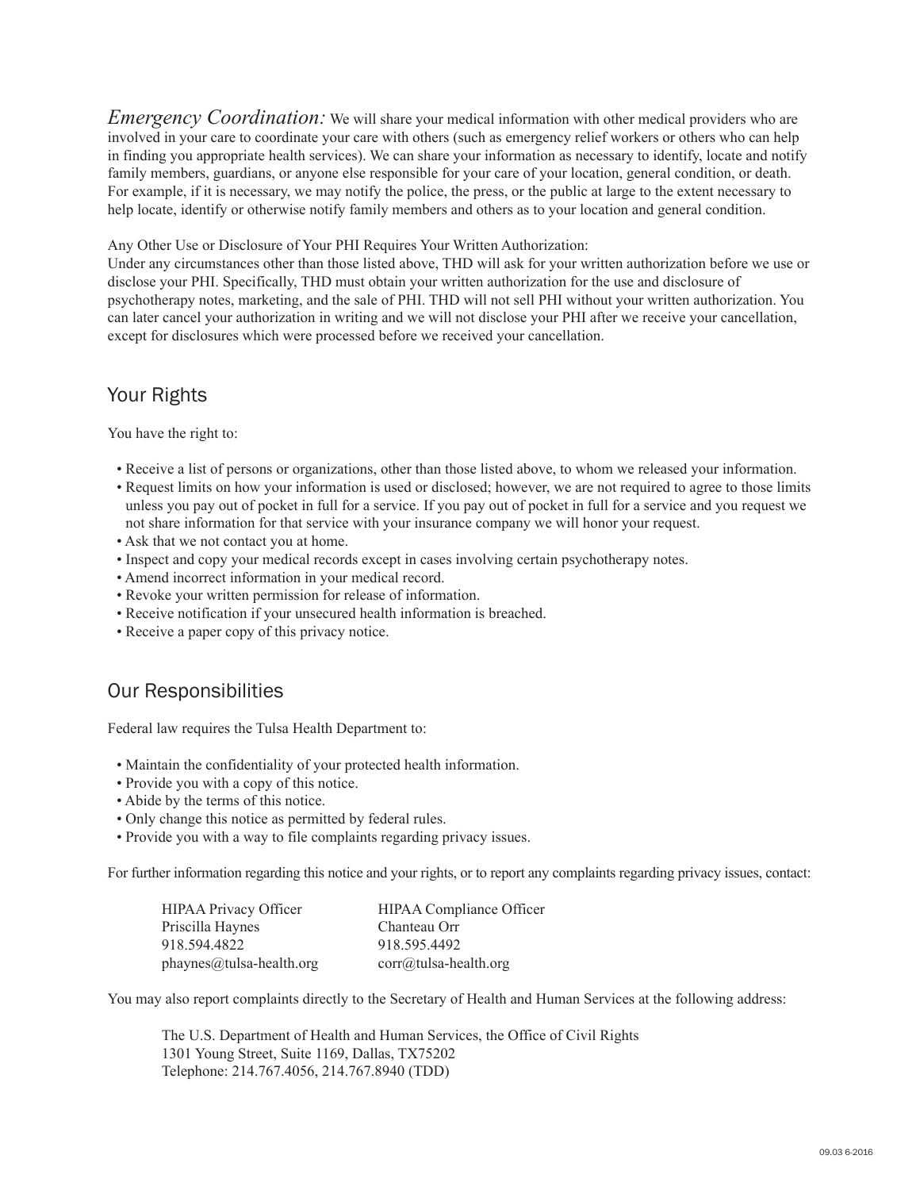*Emergency Coordination:* We will share your medical information with other medical providers who are involved in your care to coordinate your care with others (such as emergency relief workers or others who can help in finding you appropriate health services). We can share your information as necessary to identify, locate and notify family members, guardians, or anyone else responsible for your care of your location, general condition, or death. For example, if it is necessary, we may notify the police, the press, or the public at large to the extent necessary to help locate, identify or otherwise notify family members and others as to your location and general condition.

Any Other Use or Disclosure of Your PHI Requires Your Written Authorization:
Under any circumstances other than those listed above, THD will ask for your written authorization before we use or disclose your PHI. Specifically, THD must obtain your written authorization for the use and disclosure of psychotherapy notes, marketing, and the sale of PHI. THD will not sell PHI without your written authorization. You can later cancel your authorization in writing and we will not disclose your PHI after we receive your cancellation, except for disclosures which were processed before we received your cancellation.

## Your Rights

You have the right to:

- Receive a list of persons or organizations, other than those listed above, to whom we released your information.
- Request limits on how your information is used or disclosed; however, we are not required to agree to those limits unless you pay out of pocket in full for a service. If you pay out of pocket in full for a service and you request we not share information for that service with your insurance company we will honor your request.
- Ask that we not contact you at home.
- Inspect and copy your medical records except in cases involving certain psychotherapy notes.
- Amend incorrect information in your medical record.
- Revoke your written permission for release of information.
- Receive notification if your unsecured health information is breached.
- Receive a paper copy of this privacy notice.

## Our Responsibilities

Federal law requires the Tulsa Health Department to:

- Maintain the confidentiality of your protected health information.
- Provide you with a copy of this notice.
- Abide by the terms of this notice.
- Only change this notice as permitted by federal rules.
- Provide you with a way to file complaints regarding privacy issues.

For further information regarding this notice and your rights, or to report any complaints regarding privacy issues, contact:

| | |
|---|---|
| HIPAA Privacy Officer | HIPAA Compliance Officer |
| Priscilla Haynes | Chanteau Orr |
| 918.594.4822 | 918.595.4492 |
| phaynes@tulsa-health.org | corr@tulsa-health.org |

You may also report complaints directly to the Secretary of Health and Human Services at the following address:

The U.S. Department of Health and Human Services, the Office of Civil Rights
1301 Young Street, Suite 1169, Dallas, TX75202
Telephone: 214.767.4056, 214.767.8940 (TDD)

09.03 6-2016